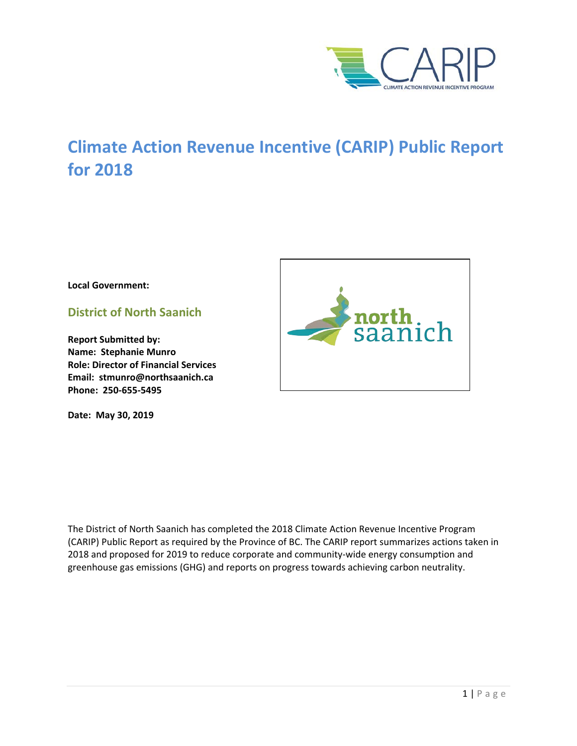# Climate Action Revenue Incentive (CARIP) Public Report for 2018

**Local Government:**

## District of North Saanich

**Report Submitted by:**
**Name: Stephanie Munro**
**Role: Director of Financial Services**
**Email: stmunro@northsaanich.ca**
**Phone: 250-655-5495**

**Date: May 30, 2019**

The District of North Saanich has completed the 2018 Climate Action Revenue Incentive Program (CARIP) Public Report as required by the Province of BC. The CARIP report summarizes actions taken in 2018 and proposed for 2019 to reduce corporate and community-wide energy consumption and greenhouse gas emissions (GHG) and reports on progress towards achieving carbon neutrality.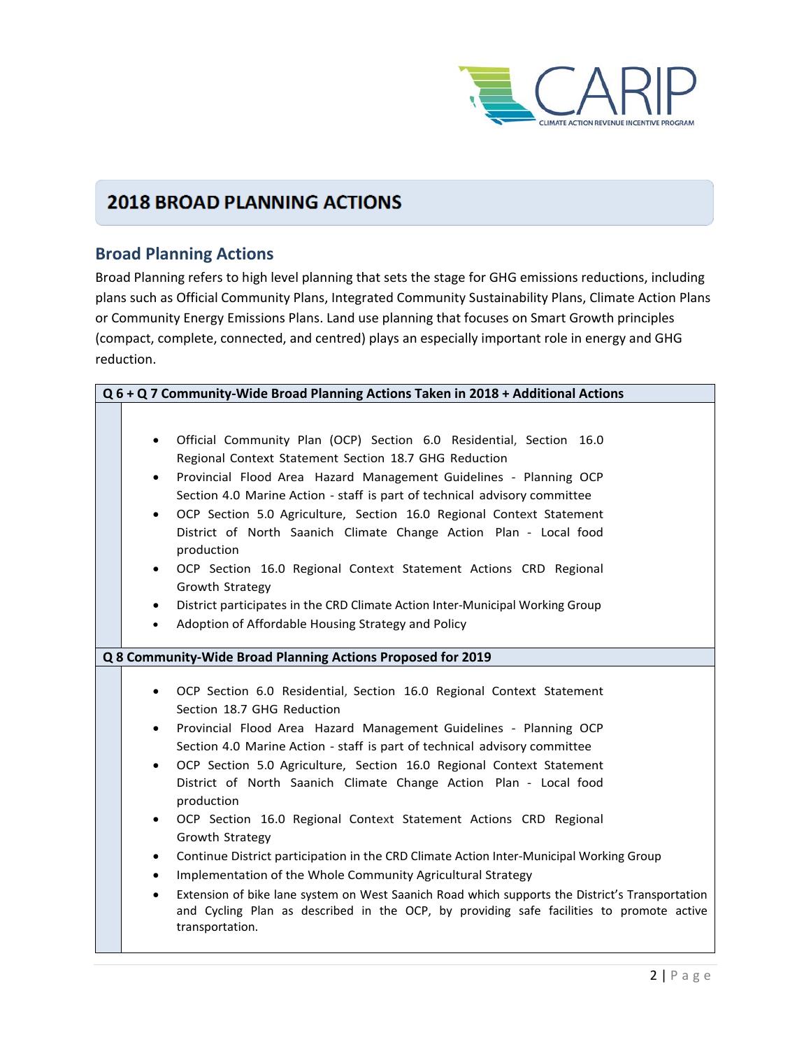# 2018 BROAD PLANNING ACTIONS

## Broad Planning Actions

Broad Planning refers to high level planning that sets the stage for GHG emissions reductions, including plans such as Official Community Plans, Integrated Community Sustainability Plans, Climate Action Plans or Community Energy Emissions Plans. Land use planning that focuses on Smart Growth principles (compact, complete, connected, and centred) plays an especially important role in energy and GHG reduction.

**Q 6 + Q 7 Community-Wide Broad Planning Actions Taken in 2018 + Additional Actions**

- Official Community Plan (OCP) Section 6.0 Residential, Section 16.0 Regional Context Statement Section 18.7 GHG Reduction
- Provincial Flood Area Hazard Management Guidelines - Planning OCP Section 4.0 Marine Action - staff is part of technical advisory committee
- OCP Section 5.0 Agriculture, Section 16.0 Regional Context Statement District of North Saanich Climate Change Action Plan - Local food production
- OCP Section 16.0 Regional Context Statement Actions CRD Regional Growth Strategy
- District participates in the CRD Climate Action Inter-Municipal Working Group
- Adoption of Affordable Housing Strategy and Policy

**Q 8 Community-Wide Broad Planning Actions Proposed for 2019**

- OCP Section 6.0 Residential, Section 16.0 Regional Context Statement Section 18.7 GHG Reduction
- Provincial Flood Area Hazard Management Guidelines - Planning OCP Section 4.0 Marine Action - staff is part of technical advisory committee
- OCP Section 5.0 Agriculture, Section 16.0 Regional Context Statement District of North Saanich Climate Change Action Plan - Local food production
- OCP Section 16.0 Regional Context Statement Actions CRD Regional Growth Strategy
- Continue District participation in the CRD Climate Action Inter-Municipal Working Group
- Implementation of the Whole Community Agricultural Strategy
- Extension of bike lane system on West Saanich Road which supports the District's Transportation and Cycling Plan as described in the OCP, by providing safe facilities to promote active transportation.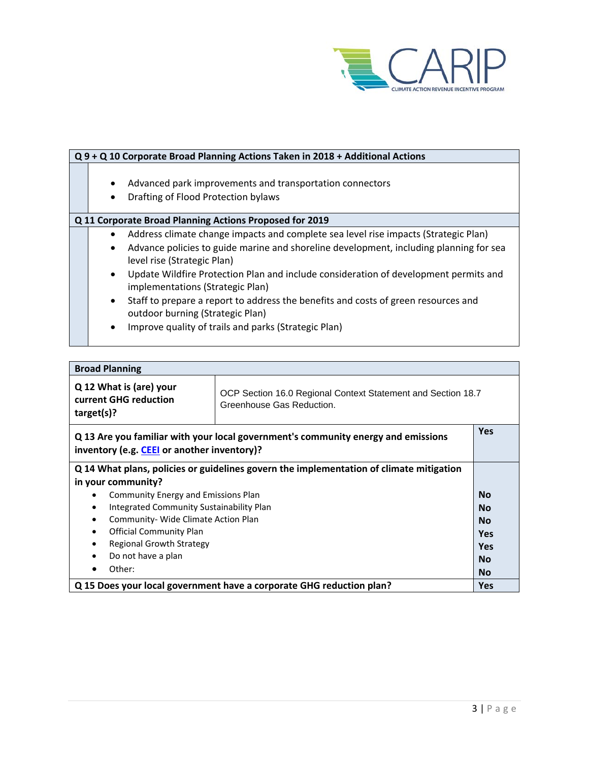| Q 9 + Q 10 Corporate Broad Planning Actions Taken in 2018 + Additional Actions |
|---|
| • Advanced park improvements and transportation connectors<br>• Drafting of Flood Protection bylaws |

| Q 11 Corporate Broad Planning Actions Proposed for 2019 |
|---|
| • Address climate change impacts and complete sea level rise impacts (Strategic Plan)<br>• Advance policies to guide marine and shoreline development, including planning for sea level rise (Strategic Plan)<br>• Update Wildfire Protection Plan and include consideration of development permits and implementations (Strategic Plan)<br>• Staff to prepare a report to address the benefits and costs of green resources and outdoor burning (Strategic Plan)<br>• Improve quality of trails and parks (Strategic Plan) |

| Broad Planning | |
|---|---|
| **Q 12 What is (are) your current GHG reduction target(s)?** | OCP Section 16.0 Regional Context Statement and Section 18.7 Greenhouse Gas Reduction. |
| **Q 13 Are you familiar with your local government's community energy and emissions inventory (e.g. CEEI or another inventory)?** | **Yes** |
| **Q 14 What plans, policies or guidelines govern the implementation of climate mitigation in your community?** | |
| • Community Energy and Emissions Plan | **No** |
| • Integrated Community Sustainability Plan | **No** |
| • Community- Wide Climate Action Plan | **No** |
| • Official Community Plan | **Yes** |
| • Regional Growth Strategy | **Yes** |
| • Do not have a plan | **No** |
| • Other: | **No** |
| **Q 15 Does your local government have a corporate GHG reduction plan?** | **Yes** |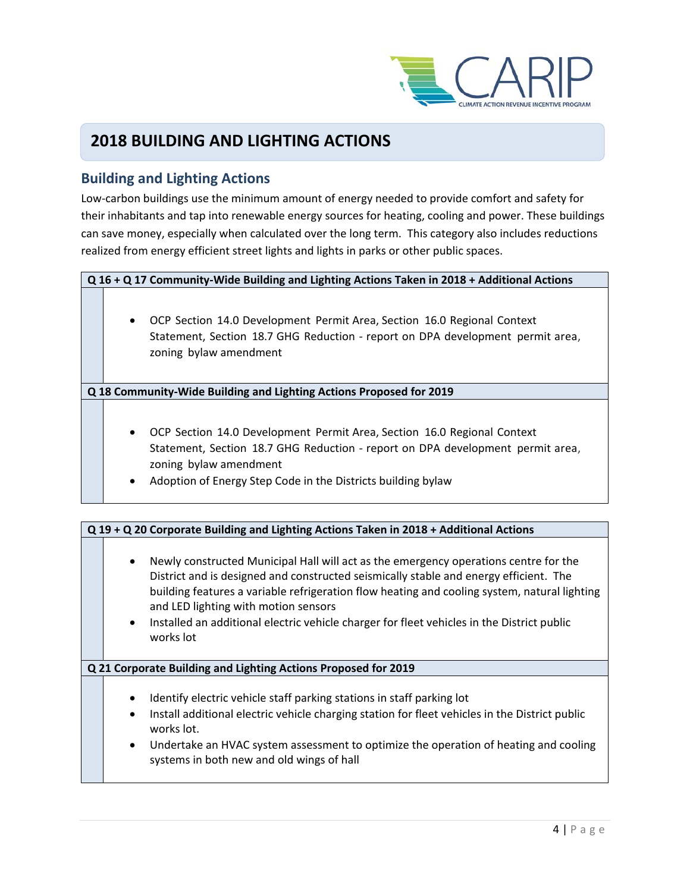# 2018 BUILDING AND LIGHTING ACTIONS

## Building and Lighting Actions

Low-carbon buildings use the minimum amount of energy needed to provide comfort and safety for their inhabitants and tap into renewable energy sources for heating, cooling and power. These buildings can save money, especially when calculated over the long term. This category also includes reductions realized from energy efficient street lights and lights in parks or other public spaces.

### Q 16 + Q 17 Community-Wide Building and Lighting Actions Taken in 2018 + Additional Actions

- OCP Section 14.0 Development Permit Area, Section 16.0 Regional Context Statement, Section 18.7 GHG Reduction - report on DPA development permit area, zoning bylaw amendment

### Q 18 Community-Wide Building and Lighting Actions Proposed for 2019

- OCP Section 14.0 Development Permit Area, Section 16.0 Regional Context Statement, Section 18.7 GHG Reduction - report on DPA development permit area, zoning bylaw amendment
- Adoption of Energy Step Code in the Districts building bylaw

### Q 19 + Q 20 Corporate Building and Lighting Actions Taken in 2018 + Additional Actions

- Newly constructed Municipal Hall will act as the emergency operations centre for the District and is designed and constructed seismically stable and energy efficient. The building features a variable refrigeration flow heating and cooling system, natural lighting and LED lighting with motion sensors
- Installed an additional electric vehicle charger for fleet vehicles in the District public works lot

### Q 21 Corporate Building and Lighting Actions Proposed for 2019

- Identify electric vehicle staff parking stations in staff parking lot
- Install additional electric vehicle charging station for fleet vehicles in the District public works lot.
- Undertake an HVAC system assessment to optimize the operation of heating and cooling systems in both new and old wings of hall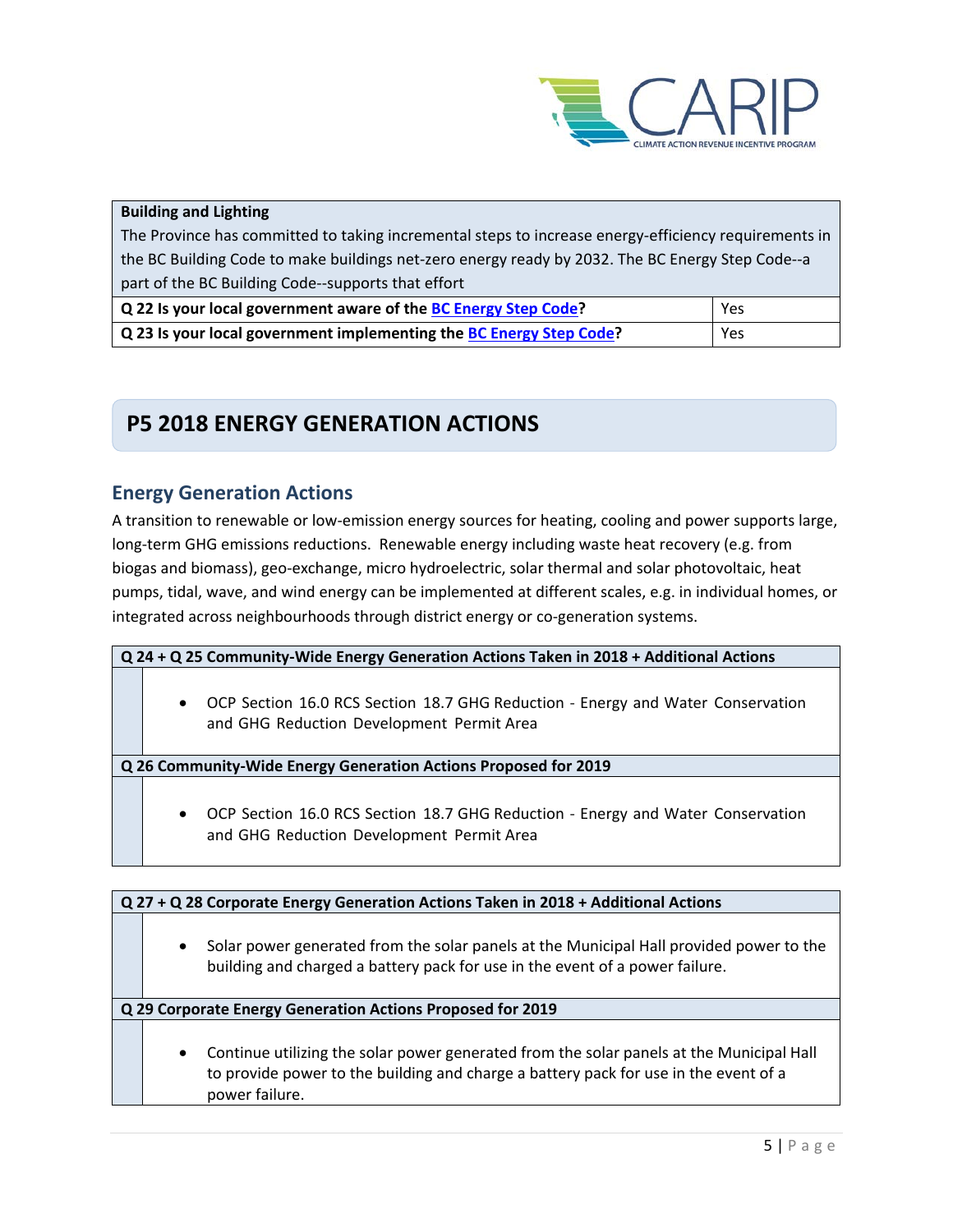| Building and Lighting | |
|---|---|
| The Province has committed to taking incremental steps to increase energy-efficiency requirements in the BC Building Code to make buildings net-zero energy ready by 2032. The BC Energy Step Code--a part of the BC Building Code--supports that effort | |
| **Q 22 Is your local government aware of the BC Energy Step Code?** | Yes |
| **Q 23 Is your local government implementing the BC Energy Step Code?** | Yes |

## P5 2018 ENERGY GENERATION ACTIONS

### Energy Generation Actions

A transition to renewable or low-emission energy sources for heating, cooling and power supports large, long-term GHG emissions reductions. Renewable energy including waste heat recovery (e.g. from biogas and biomass), geo-exchange, micro hydroelectric, solar thermal and solar photovoltaic, heat pumps, tidal, wave, and wind energy can be implemented at different scales, e.g. in individual homes, or integrated across neighbourhoods through district energy or co-generation systems.

**Q 24 + Q 25 Community-Wide Energy Generation Actions Taken in 2018 + Additional Actions**

- OCP Section 16.0 RCS Section 18.7 GHG Reduction - Energy and Water Conservation and GHG Reduction Development Permit Area

**Q 26 Community-Wide Energy Generation Actions Proposed for 2019**

- OCP Section 16.0 RCS Section 18.7 GHG Reduction - Energy and Water Conservation and GHG Reduction Development Permit Area

**Q 27 + Q 28 Corporate Energy Generation Actions Taken in 2018 + Additional Actions**

- Solar power generated from the solar panels at the Municipal Hall provided power to the building and charged a battery pack for use in the event of a power failure.

**Q 29 Corporate Energy Generation Actions Proposed for 2019**

- Continue utilizing the solar power generated from the solar panels at the Municipal Hall to provide power to the building and charge a battery pack for use in the event of a power failure.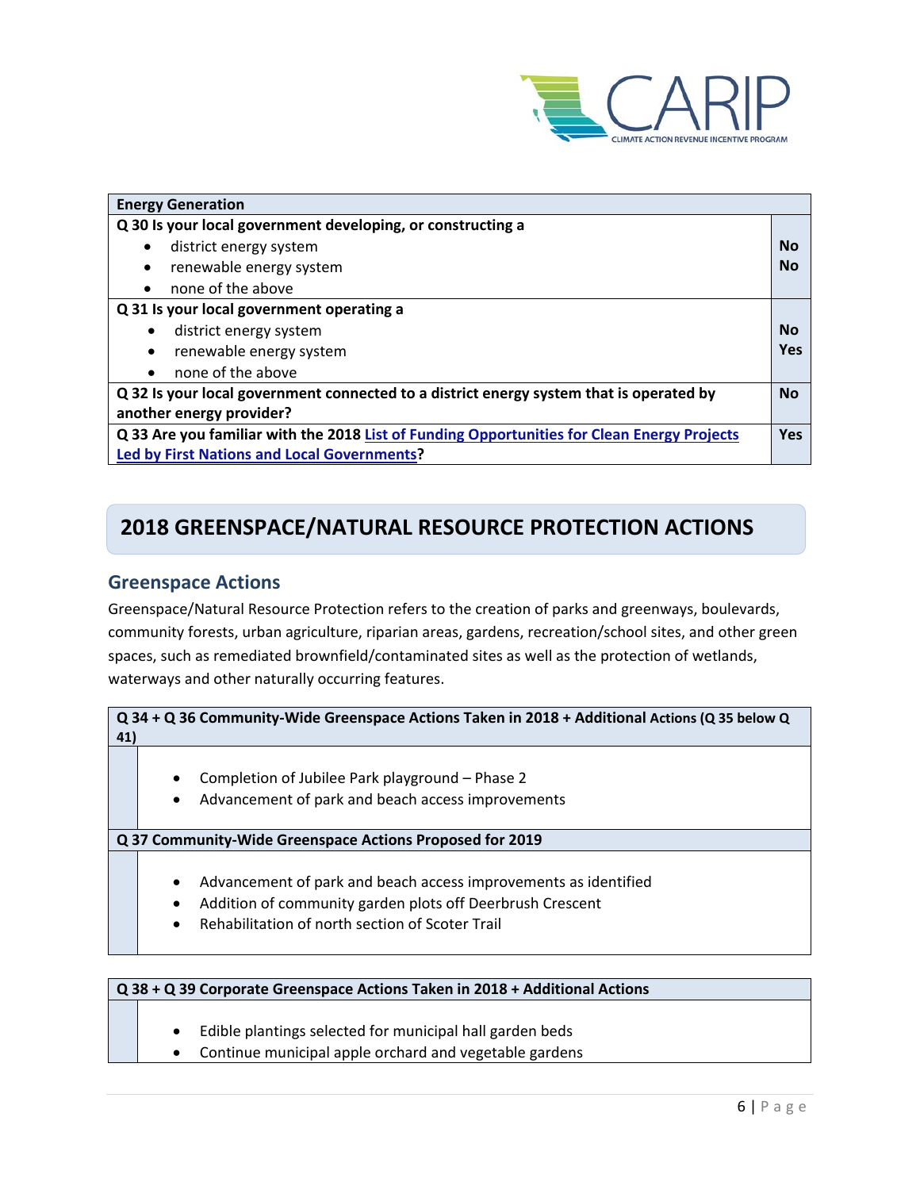| Energy Generation | |
|---|---|
| **Q 30 Is your local government developing, or constructing a** | |
| • district energy system | **No** |
| • renewable energy system | **No** |
| • none of the above | |
| **Q 31 Is your local government operating a** | |
| • district energy system | **No** |
| • renewable energy system | **Yes** |
| • none of the above | |
| **Q 32 Is your local government connected to a district energy system that is operated by another energy provider?** | **No** |
| **Q 33 Are you familiar with the 2018 List of Funding Opportunities for Clean Energy Projects Led by First Nations and Local Governments?** | **Yes** |

## 2018 GREENSPACE/NATURAL RESOURCE PROTECTION ACTIONS

### Greenspace Actions

Greenspace/Natural Resource Protection refers to the creation of parks and greenways, boulevards, community forests, urban agriculture, riparian areas, gardens, recreation/school sites, and other green spaces, such as remediated brownfield/contaminated sites as well as the protection of wetlands, waterways and other naturally occurring features.

**Q 34 + Q 36 Community-Wide Greenspace Actions Taken in 2018 + Additional Actions (Q 35 below Q 41)**

- Completion of Jubilee Park playground – Phase 2
- Advancement of park and beach access improvements

**Q 37 Community-Wide Greenspace Actions Proposed for 2019**

- Advancement of park and beach access improvements as identified
- Addition of community garden plots off Deerbrush Crescent
- Rehabilitation of north section of Scoter Trail

**Q 38 + Q 39 Corporate Greenspace Actions Taken in 2018 + Additional Actions**

- Edible plantings selected for municipal hall garden beds
- Continue municipal apple orchard and vegetable gardens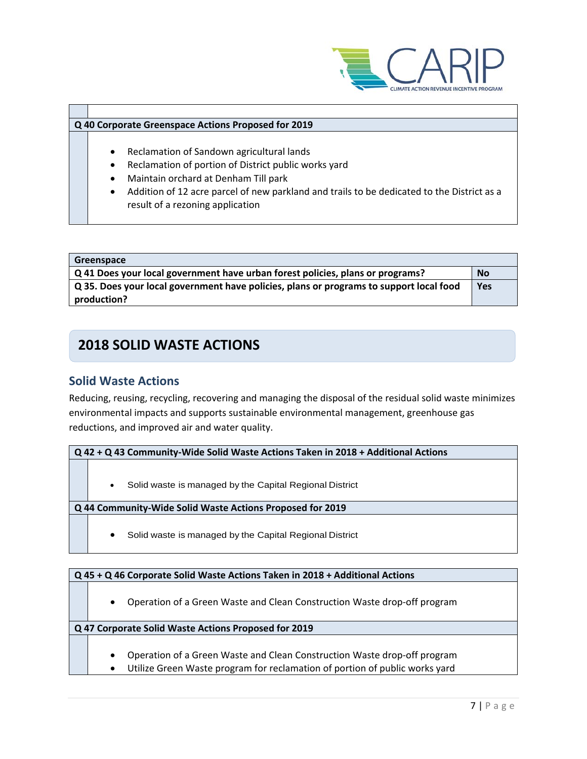**Q 40 Corporate Greenspace Actions Proposed for 2019**

- Reclamation of Sandown agricultural lands
- Reclamation of portion of District public works yard
- Maintain orchard at Denham Till park
- Addition of 12 acre parcel of new parkland and trails to be dedicated to the District as a result of a rezoning application

| Greenspace | |
|---|---|
| **Q 41 Does your local government have urban forest policies, plans or programs?** | **No** |
| **Q 35. Does your local government have policies, plans or programs to support local food production?** | **Yes** |

## 2018 SOLID WASTE ACTIONS

### Solid Waste Actions

Reducing, reusing, recycling, recovering and managing the disposal of the residual solid waste minimizes environmental impacts and supports sustainable environmental management, greenhouse gas reductions, and improved air and water quality.

**Q 42 + Q 43 Community-Wide Solid Waste Actions Taken in 2018 + Additional Actions**

- Solid waste is managed by the Capital Regional District

**Q 44 Community-Wide Solid Waste Actions Proposed for 2019**

- Solid waste is managed by the Capital Regional District

**Q 45 + Q 46 Corporate Solid Waste Actions Taken in 2018 + Additional Actions**

- Operation of a Green Waste and Clean Construction Waste drop-off program

**Q 47 Corporate Solid Waste Actions Proposed for 2019**

- Operation of a Green Waste and Clean Construction Waste drop-off program
- Utilize Green Waste program for reclamation of portion of public works yard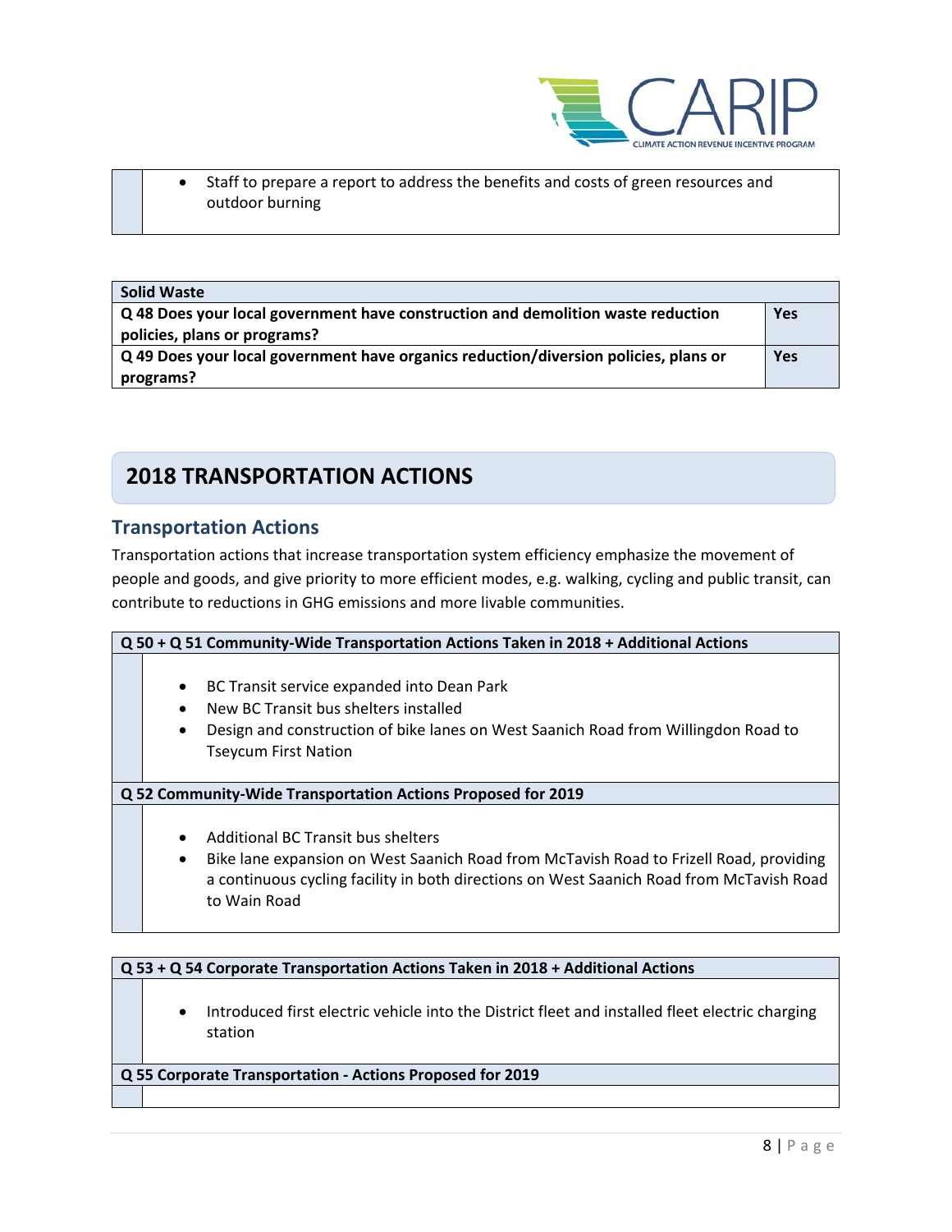- Staff to prepare a report to address the benefits and costs of green resources and outdoor burning

| Solid Waste | |
|---|---|
| **Q 48 Does your local government have construction and demolition waste reduction policies, plans or programs?** | **Yes** |
| **Q 49 Does your local government have organics reduction/diversion policies, plans or programs?** | **Yes** |

# 2018 TRANSPORTATION ACTIONS

## Transportation Actions

Transportation actions that increase transportation system efficiency emphasize the movement of people and goods, and give priority to more efficient modes, e.g. walking, cycling and public transit, can contribute to reductions in GHG emissions and more livable communities.

**Q 50 + Q 51 Community-Wide Transportation Actions Taken in 2018 + Additional Actions**

- BC Transit service expanded into Dean Park
- New BC Transit bus shelters installed
- Design and construction of bike lanes on West Saanich Road from Willingdon Road to Tseycum First Nation

**Q 52 Community-Wide Transportation Actions Proposed for 2019**

- Additional BC Transit bus shelters
- Bike lane expansion on West Saanich Road from McTavish Road to Frizell Road, providing a continuous cycling facility in both directions on West Saanich Road from McTavish Road to Wain Road

**Q 53 + Q 54 Corporate Transportation Actions Taken in 2018 + Additional Actions**

- Introduced first electric vehicle into the District fleet and installed fleet electric charging station

**Q 55 Corporate Transportation - Actions Proposed for 2019**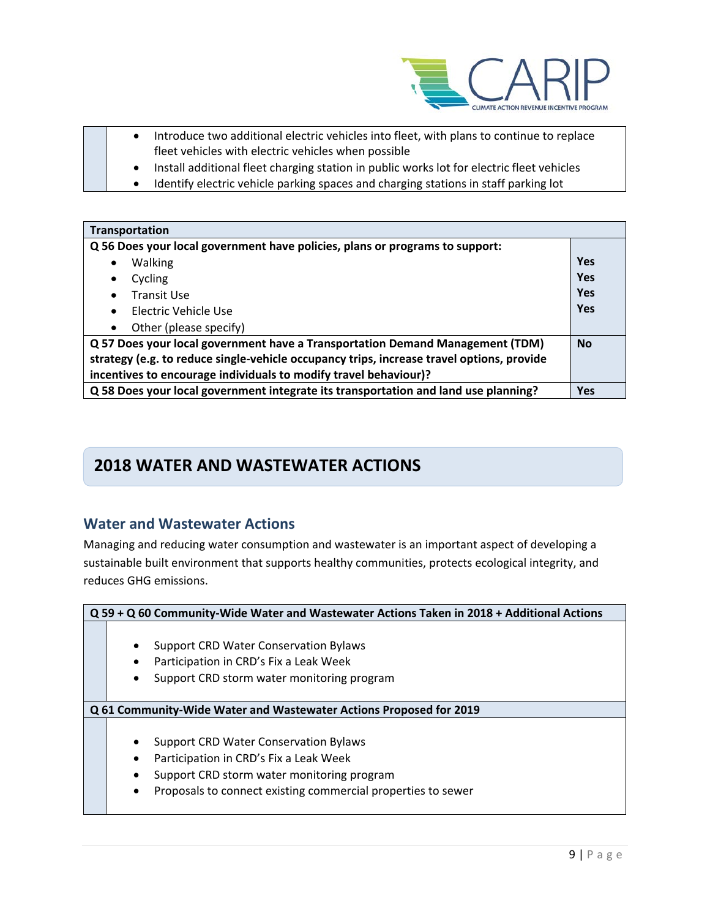- Introduce two additional electric vehicles into fleet, with plans to continue to replace fleet vehicles with electric vehicles when possible
- Install additional fleet charging station in public works lot for electric fleet vehicles
- Identify electric vehicle parking spaces and charging stations in staff parking lot

| Transportation | |
|---|---|
| **Q 56 Does your local government have policies, plans or programs to support:** | |
| • Walking | **Yes** |
| • Cycling | **Yes** |
| • Transit Use | **Yes** |
| • Electric Vehicle Use | **Yes** |
| • Other (please specify) | |
| **Q 57 Does your local government have a Transportation Demand Management (TDM) strategy (e.g. to reduce single-vehicle occupancy trips, increase travel options, provide incentives to encourage individuals to modify travel behaviour)?** | **No** |
| **Q 58 Does your local government integrate its transportation and land use planning?** | **Yes** |

## 2018 WATER AND WASTEWATER ACTIONS

### Water and Wastewater Actions

Managing and reducing water consumption and wastewater is an important aspect of developing a sustainable built environment that supports healthy communities, protects ecological integrity, and reduces GHG emissions.

**Q 59 + Q 60 Community-Wide Water and Wastewater Actions Taken in 2018 + Additional Actions**

- Support CRD Water Conservation Bylaws
- Participation in CRD's Fix a Leak Week
- Support CRD storm water monitoring program

**Q 61 Community-Wide Water and Wastewater Actions Proposed for 2019**

- Support CRD Water Conservation Bylaws
- Participation in CRD's Fix a Leak Week
- Support CRD storm water monitoring program
- Proposals to connect existing commercial properties to sewer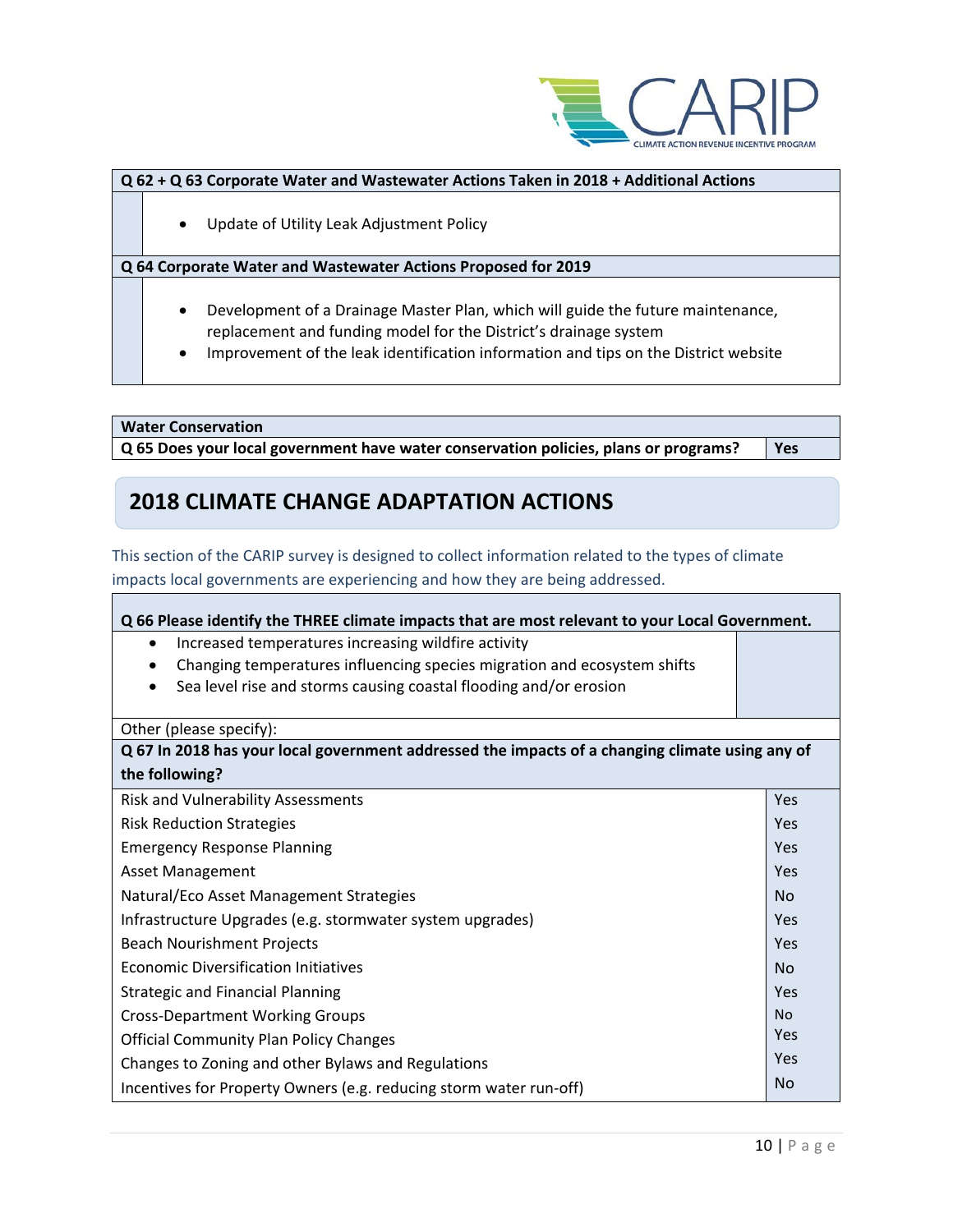| Q 62 + Q 63 Corporate Water and Wastewater Actions Taken in 2018 + Additional Actions |
|---|
| • Update of Utility Leak Adjustment Policy |

| Q 64 Corporate Water and Wastewater Actions Proposed for 2019 |
|---|
| • Development of a Drainage Master Plan, which will guide the future maintenance, replacement and funding model for the District's drainage system<br>• Improvement of the leak identification information and tips on the District website |

| Water Conservation | |
|---|---|
| Q 65 Does your local government have water conservation policies, plans or programs? | Yes |

## 2018 CLIMATE CHANGE ADAPTATION ACTIONS

This section of the CARIP survey is designed to collect information related to the types of climate impacts local governments are experiencing and how they are being addressed.

| Q 66 Please identify the THREE climate impacts that are most relevant to your Local Government. | |
|---|---|
| • Increased temperatures increasing wildfire activity<br>• Changing temperatures influencing species migration and ecosystem shifts<br>• Sea level rise and storms causing coastal flooding and/or erosion | |
| Other (please specify): | |

| Q 67 In 2018 has your local government addressed the impacts of a changing climate using any of the following? | |
|---|---|
| Risk and Vulnerability Assessments | Yes |
| Risk Reduction Strategies | Yes |
| Emergency Response Planning | Yes |
| Asset Management | Yes |
| Natural/Eco Asset Management Strategies | No |
| Infrastructure Upgrades (e.g. stormwater system upgrades) | Yes |
| Beach Nourishment Projects | Yes |
| Economic Diversification Initiatives | No |
| Strategic and Financial Planning | Yes |
| Cross-Department Working Groups | No |
| Official Community Plan Policy Changes | Yes |
| Changes to Zoning and other Bylaws and Regulations | Yes |
| Incentives for Property Owners (e.g. reducing storm water run-off) | No |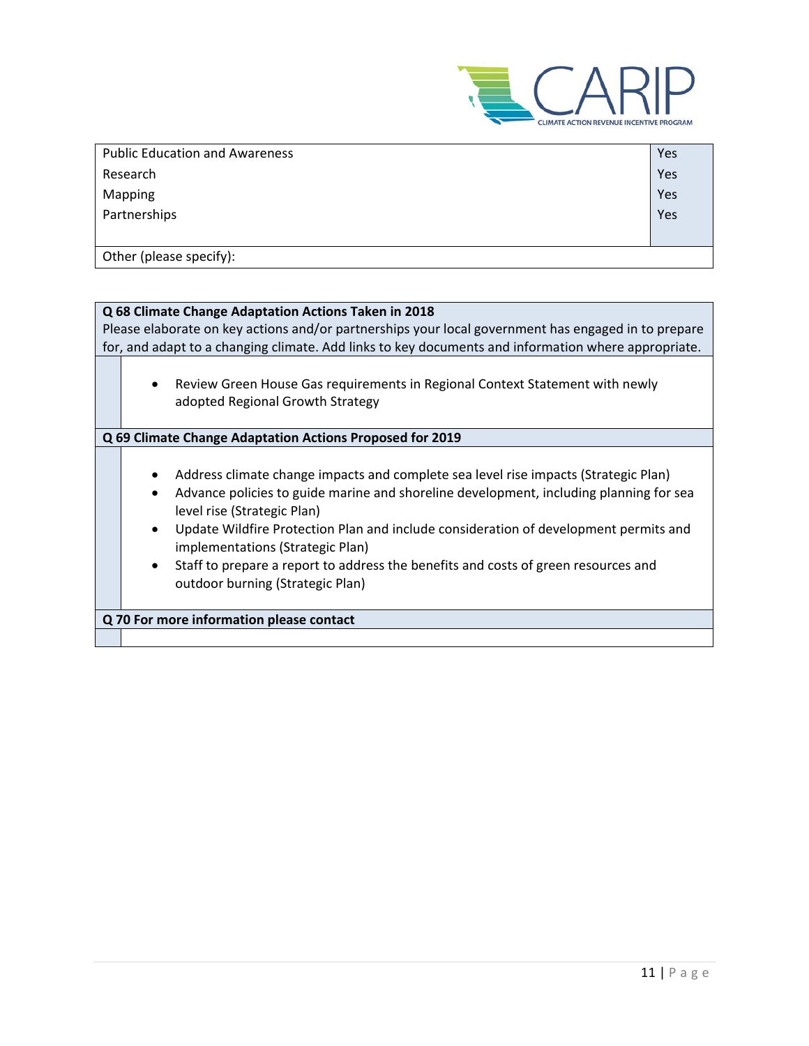| | |
|---|---|
| Public Education and Awareness | Yes |
| Research | Yes |
| Mapping | Yes |
| Partnerships | Yes |
| Other (please specify): | |

**Q 68 Climate Change Adaptation Actions Taken in 2018**

Please elaborate on key actions and/or partnerships your local government has engaged in to prepare for, and adapt to a changing climate. Add links to key documents and information where appropriate.

- Review Green House Gas requirements in Regional Context Statement with newly adopted Regional Growth Strategy

**Q 69 Climate Change Adaptation Actions Proposed for 2019**

- Address climate change impacts and complete sea level rise impacts (Strategic Plan)
- Advance policies to guide marine and shoreline development, including planning for sea level rise (Strategic Plan)
- Update Wildfire Protection Plan and include consideration of development permits and implementations (Strategic Plan)
- Staff to prepare a report to address the benefits and costs of green resources and outdoor burning (Strategic Plan)

**Q 70 For more information please contact**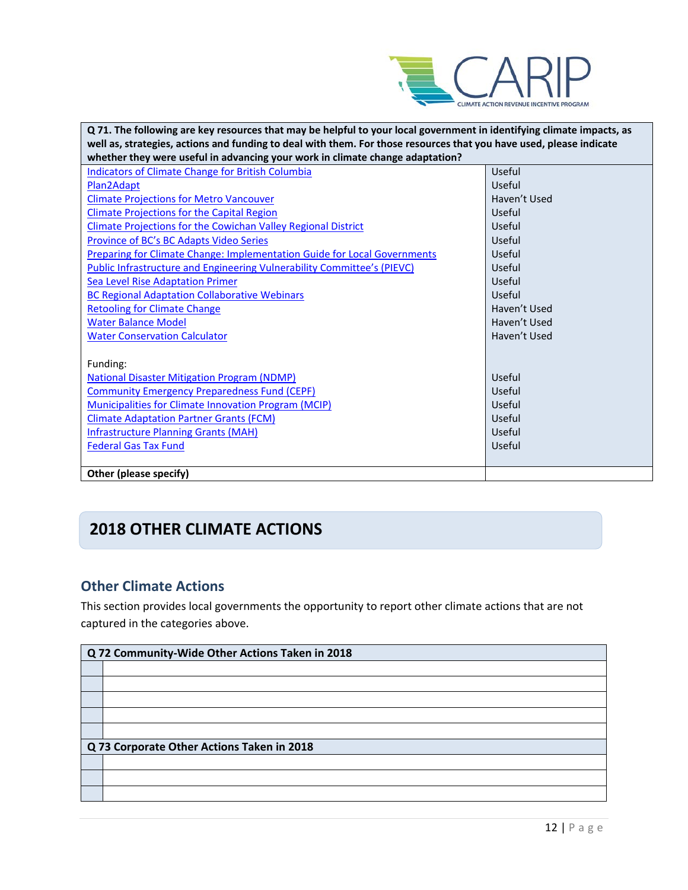| Q 71. The following are key resources that may be helpful to your local government in identifying climate impacts, as well as, strategies, actions and funding to deal with them. For those resources that you have used, please indicate whether they were useful in advancing your work in climate change adaptation? | |
|---|---|
| Indicators of Climate Change for British Columbia | Useful |
| Plan2Adapt | Useful |
| Climate Projections for Metro Vancouver | Haven't Used |
| Climate Projections for the Capital Region | Useful |
| Climate Projections for the Cowichan Valley Regional District | Useful |
| Province of BC's BC Adapts Video Series | Useful |
| Preparing for Climate Change: Implementation Guide for Local Governments | Useful |
| Public Infrastructure and Engineering Vulnerability Committee's (PIEVC) | Useful |
| Sea Level Rise Adaptation Primer | Useful |
| BC Regional Adaptation Collaborative Webinars | Useful |
| Retooling for Climate Change | Haven't Used |
| Water Balance Model | Haven't Used |
| Water Conservation Calculator | Haven't Used |
| Funding: | |
| National Disaster Mitigation Program (NDMP) | Useful |
| Community Emergency Preparedness Fund (CEPF) | Useful |
| Municipalities for Climate Innovation Program (MCIP) | Useful |
| Climate Adaptation Partner Grants (FCM) | Useful |
| Infrastructure Planning Grants (MAH) | Useful |
| Federal Gas Tax Fund | Useful |
| **Other (please specify)** | |

## 2018 OTHER CLIMATE ACTIONS

### Other Climate Actions

This section provides local governments the opportunity to report other climate actions that are not captured in the categories above.

| Q 72 Community-Wide Other Actions Taken in 2018 | |
|---|---|
| | |
| | |
| | |
| | |
| | |

| Q 73 Corporate Other Actions Taken in 2018 | |
|---|---|
| | |
| | |
| | |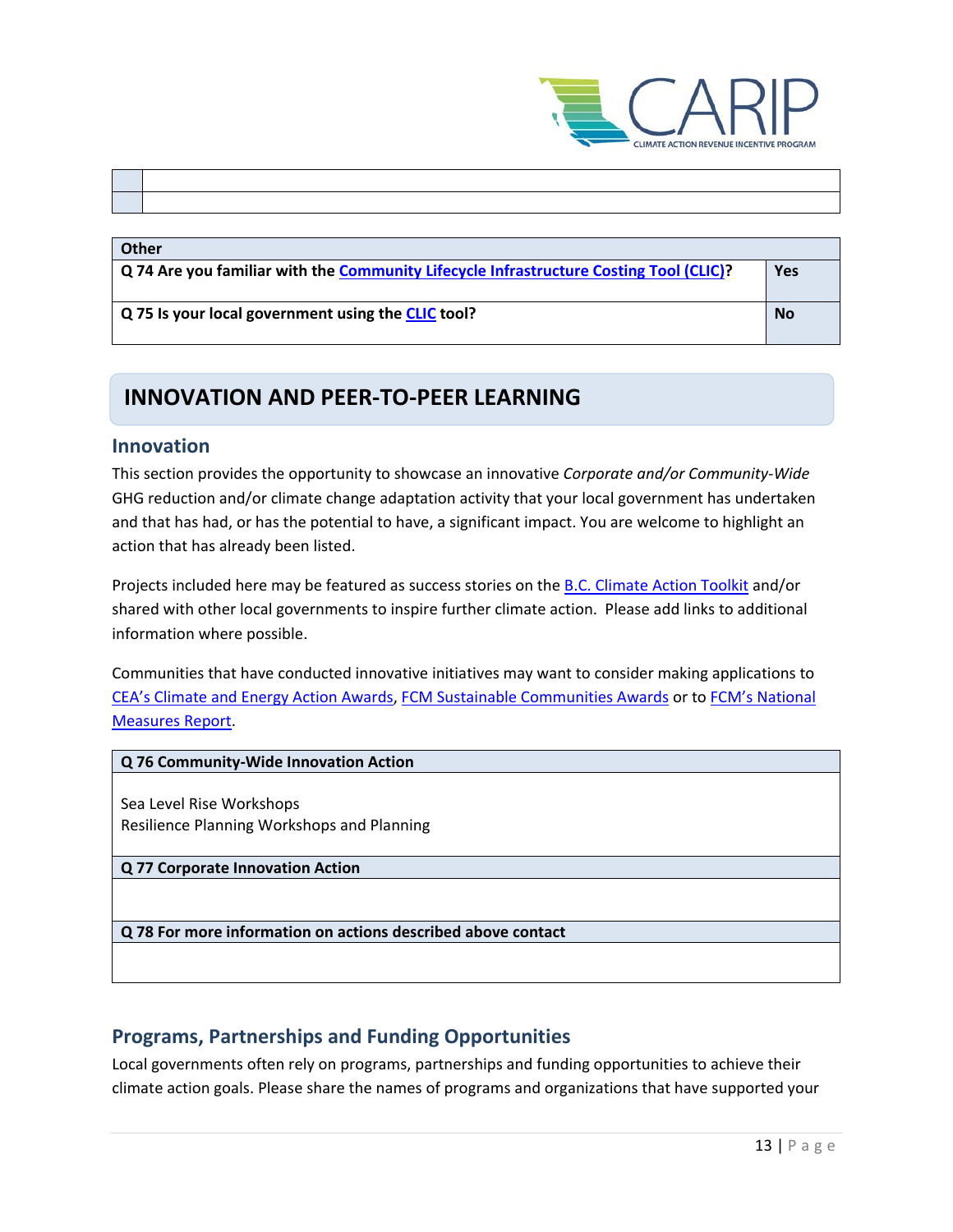| | |
|---|---|
| | |
| | |

| Other | |
|---|---|
| Q 74 Are you familiar with the Community Lifecycle Infrastructure Costing Tool (CLIC)? | Yes |
| Q 75 Is your local government using the CLIC tool? | No |

# INNOVATION AND PEER-TO-PEER LEARNING

## Innovation

This section provides the opportunity to showcase an innovative *Corporate and/or Community-Wide* GHG reduction and/or climate change adaptation activity that your local government has undertaken and that has had, or has the potential to have, a significant impact. You are welcome to highlight an action that has already been listed.

Projects included here may be featured as success stories on the B.C. Climate Action Toolkit and/or shared with other local governments to inspire further climate action. Please add links to additional information where possible.

Communities that have conducted innovative initiatives may want to consider making applications to CEA's Climate and Energy Action Awards, FCM Sustainable Communities Awards or to FCM's National Measures Report.

| Q 76 Community-Wide Innovation Action |
|---|
| Sea Level Rise Workshops<br>Resilience Planning Workshops and Planning |
| **Q 77 Corporate Innovation Action** |
| |
| **Q 78 For more information on actions described above contact** |
| |

## Programs, Partnerships and Funding Opportunities

Local governments often rely on programs, partnerships and funding opportunities to achieve their climate action goals. Please share the names of programs and organizations that have supported your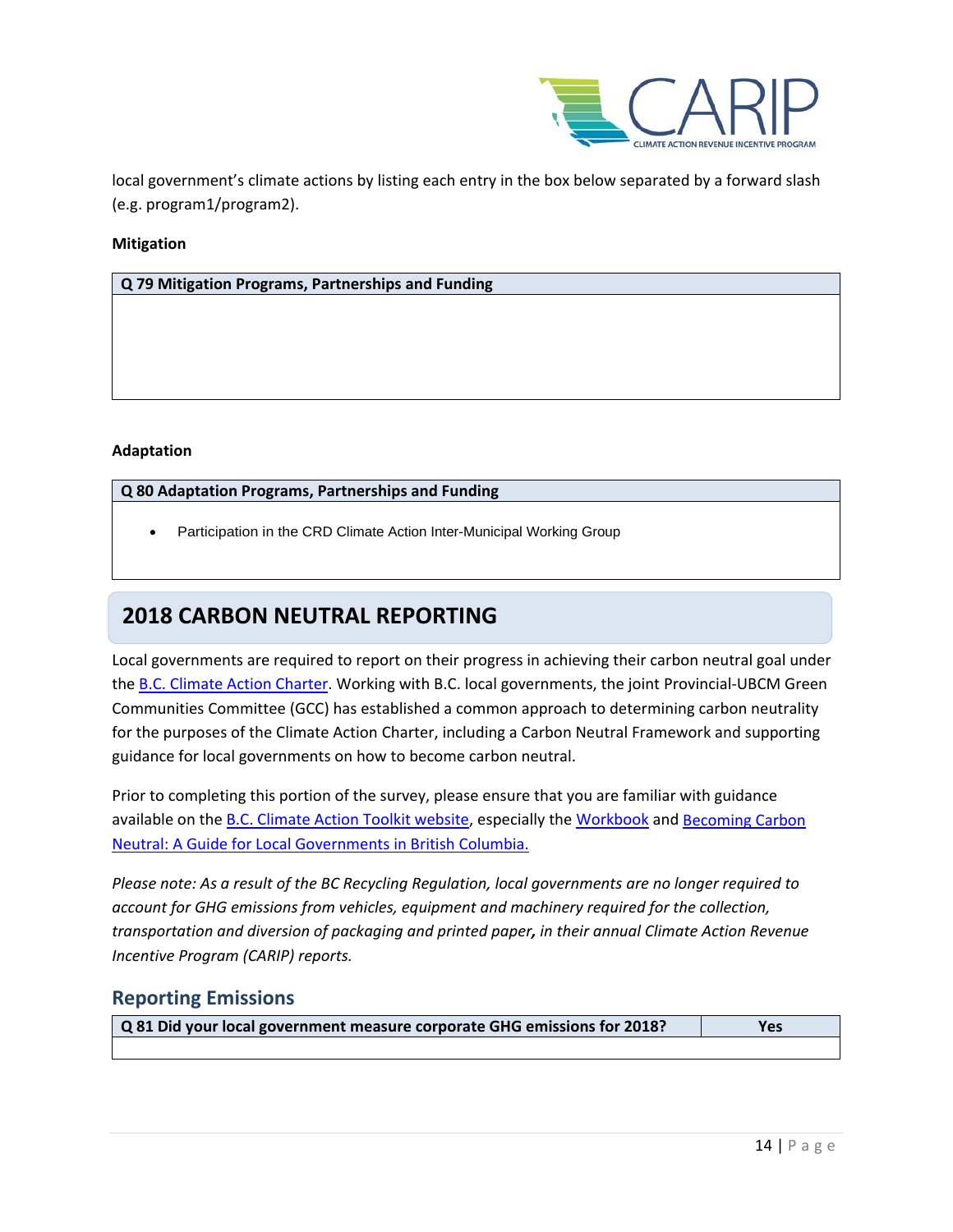local government's climate actions by listing each entry in the box below separated by a forward slash (e.g. program1/program2).

**Mitigation**

| Q 79 Mitigation Programs, Partnerships and Funding |
| --- |
| |

**Adaptation**

| Q 80 Adaptation Programs, Partnerships and Funding |
| --- |
| • Participation in the CRD Climate Action Inter-Municipal Working Group |

## 2018 CARBON NEUTRAL REPORTING

Local governments are required to report on their progress in achieving their carbon neutral goal under the B.C. Climate Action Charter. Working with B.C. local governments, the joint Provincial-UBCM Green Communities Committee (GCC) has established a common approach to determining carbon neutrality for the purposes of the Climate Action Charter, including a Carbon Neutral Framework and supporting guidance for local governments on how to become carbon neutral.

Prior to completing this portion of the survey, please ensure that you are familiar with guidance available on the B.C. Climate Action Toolkit website, especially the Workbook and Becoming Carbon Neutral: A Guide for Local Governments in British Columbia.

*Please note: As a result of the BC Recycling Regulation, local governments are no longer required to account for GHG emissions from vehicles, equipment and machinery required for the collection, transportation and diversion of packaging and printed paper, in their annual Climate Action Revenue Incentive Program (CARIP) reports.*

### Reporting Emissions

| Q 81 Did your local government measure corporate GHG emissions for 2018? | Yes |
| --- | --- |
| | |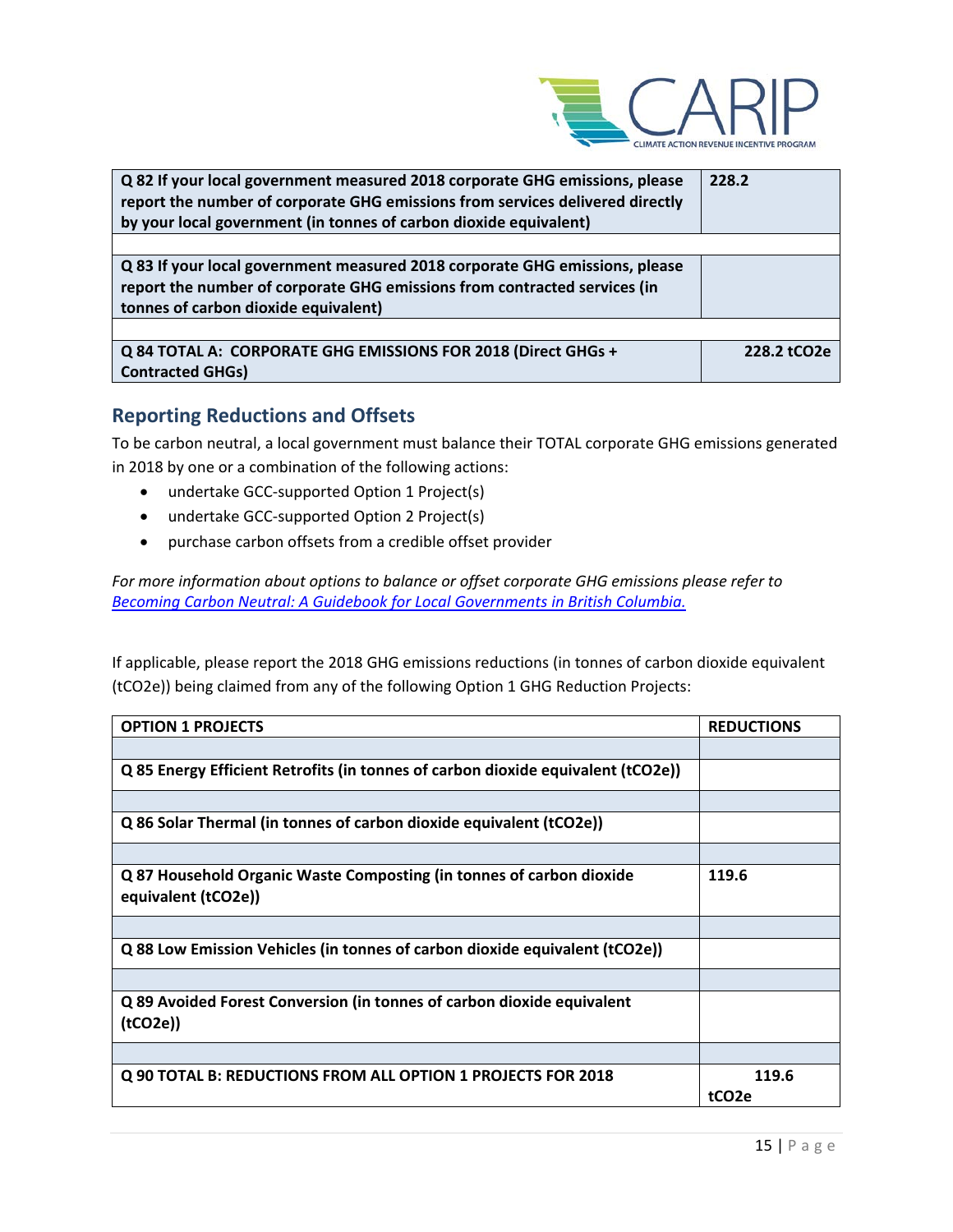| | |
|---|---|
| **Q 82 If your local government measured 2018 corporate GHG emissions, please report the number of corporate GHG emissions from services delivered directly by your local government (in tonnes of carbon dioxide equivalent)** | **228.2** |
| | |
| **Q 83 If your local government measured 2018 corporate GHG emissions, please report the number of corporate GHG emissions from contracted services (in tonnes of carbon dioxide equivalent)** | |
| | |
| **Q 84 TOTAL A: CORPORATE GHG EMISSIONS FOR 2018 (Direct GHGs + Contracted GHGs)** | **228.2 tCO2e** |

## Reporting Reductions and Offsets

To be carbon neutral, a local government must balance their TOTAL corporate GHG emissions generated in 2018 by one or a combination of the following actions:

- undertake GCC-supported Option 1 Project(s)
- undertake GCC-supported Option 2 Project(s)
- purchase carbon offsets from a credible offset provider

*For more information about options to balance or offset corporate GHG emissions please refer to [Becoming Carbon Neutral: A Guidebook for Local Governments in British Columbia.]()*

If applicable, please report the 2018 GHG emissions reductions (in tonnes of carbon dioxide equivalent (tCO2e)) being claimed from any of the following Option 1 GHG Reduction Projects:

| OPTION 1 PROJECTS | REDUCTIONS |
|---|---|
| | |
| **Q 85 Energy Efficient Retrofits (in tonnes of carbon dioxide equivalent (tCO2e))** | |
| | |
| **Q 86 Solar Thermal (in tonnes of carbon dioxide equivalent (tCO2e))** | |
| | |
| **Q 87 Household Organic Waste Composting (in tonnes of carbon dioxide equivalent (tCO2e))** | **119.6** |
| | |
| **Q 88 Low Emission Vehicles (in tonnes of carbon dioxide equivalent (tCO2e))** | |
| | |
| **Q 89 Avoided Forest Conversion (in tonnes of carbon dioxide equivalent (tCO2e))** | |
| | |
| **Q 90 TOTAL B: REDUCTIONS FROM ALL OPTION 1 PROJECTS FOR 2018** | **119.6 tCO2e** |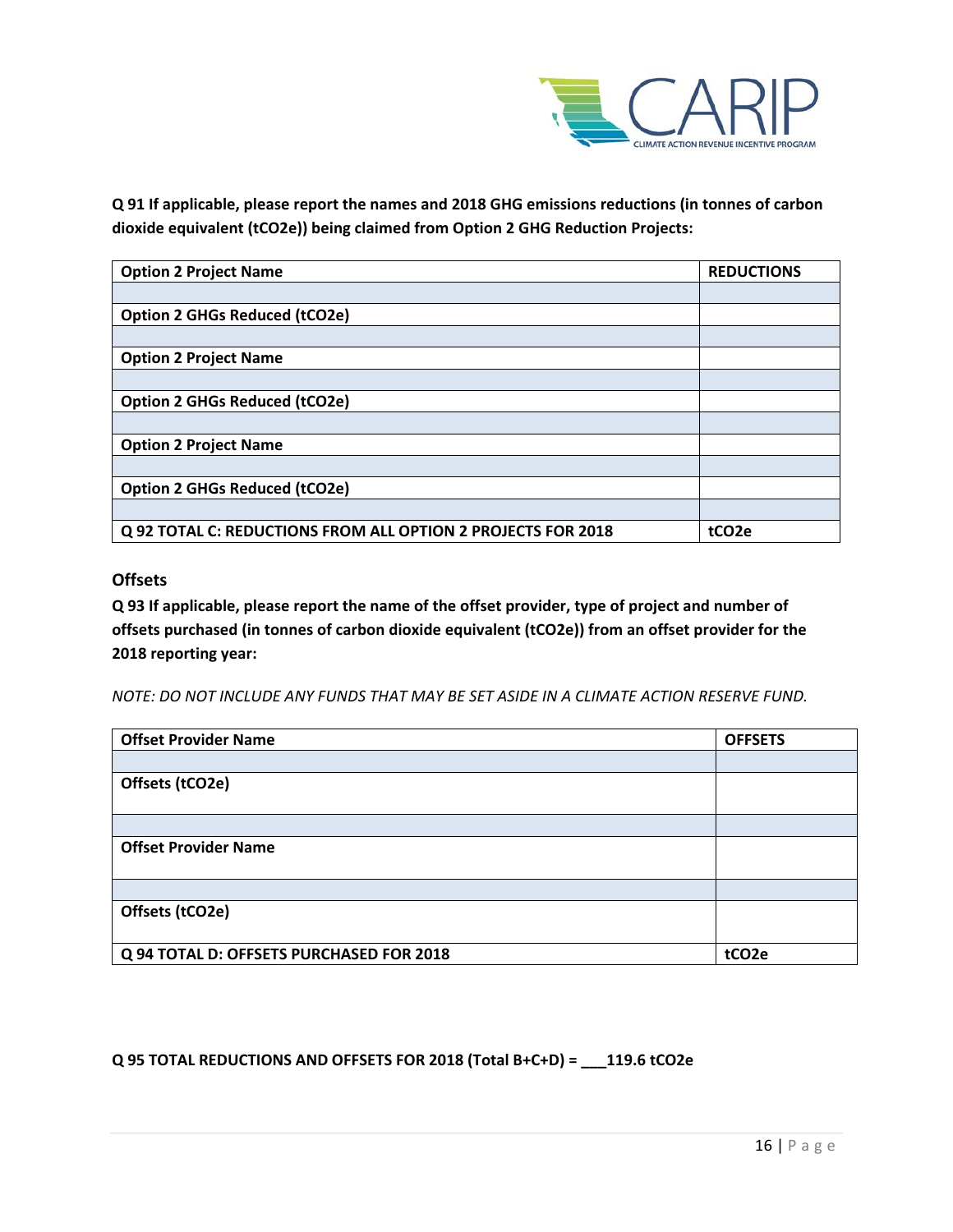**Q 91 If applicable, please report the names and 2018 GHG emissions reductions (in tonnes of carbon dioxide equivalent (tCO2e)) being claimed from Option 2 GHG Reduction Projects:**

| Option 2 Project Name | REDUCTIONS |
|---|---|
| | |
| **Option 2 GHGs Reduced (tCO2e)** | |
| | |
| **Option 2 Project Name** | |
| | |
| **Option 2 GHGs Reduced (tCO2e)** | |
| | |
| **Option 2 Project Name** | |
| | |
| **Option 2 GHGs Reduced (tCO2e)** | |
| | |
| **Q 92 TOTAL C: REDUCTIONS FROM ALL OPTION 2 PROJECTS FOR 2018** | **tCO2e** |

## Offsets

**Q 93 If applicable, please report the name of the offset provider, type of project and number of offsets purchased (in tonnes of carbon dioxide equivalent (tCO2e)) from an offset provider for the 2018 reporting year:**

*NOTE: DO NOT INCLUDE ANY FUNDS THAT MAY BE SET ASIDE IN A CLIMATE ACTION RESERVE FUND.*

| Offset Provider Name | OFFSETS |
|---|---|
| | |
| **Offsets (tCO2e)** | |
| | |
| **Offset Provider Name** | |
| | |
| **Offsets (tCO2e)** | |
| **Q 94 TOTAL D: OFFSETS PURCHASED FOR 2018** | **tCO2e** |

**Q 95 TOTAL REDUCTIONS AND OFFSETS FOR 2018 (Total B+C+D) = ___119.6 tCO2e**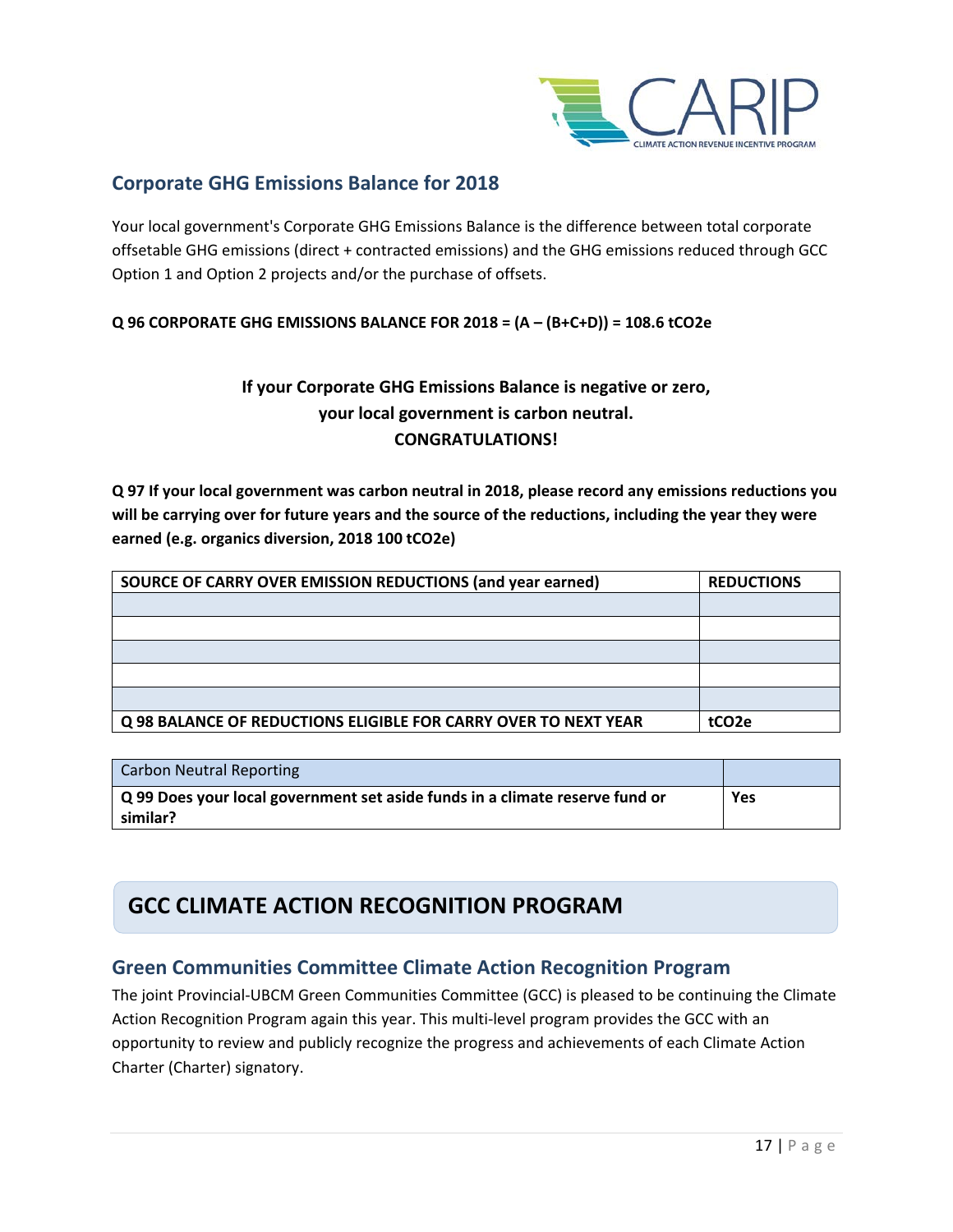## Corporate GHG Emissions Balance for 2018

Your local government's Corporate GHG Emissions Balance is the difference between total corporate offsetable GHG emissions (direct + contracted emissions) and the GHG emissions reduced through GCC Option 1 and Option 2 projects and/or the purchase of offsets.

**Q 96 CORPORATE GHG EMISSIONS BALANCE FOR 2018 = (A – (B+C+D)) = 108.6 tCO2e**

**If your Corporate GHG Emissions Balance is negative or zero, your local government is carbon neutral. CONGRATULATIONS!**

**Q 97 If your local government was carbon neutral in 2018, please record any emissions reductions you will be carrying over for future years and the source of the reductions, including the year they were earned (e.g. organics diversion, 2018 100 tCO2e)**

| SOURCE OF CARRY OVER EMISSION REDUCTIONS (and year earned) | REDUCTIONS |
|---|---|
| | |
| | |
| | |
| | |
| | |
| **Q 98 BALANCE OF REDUCTIONS ELIGIBLE FOR CARRY OVER TO NEXT YEAR** | **tCO2e** |

| Carbon Neutral Reporting | |
|---|---|
| **Q 99 Does your local government set aside funds in a climate reserve fund or similar?** | **Yes** |

# GCC CLIMATE ACTION RECOGNITION PROGRAM

## Green Communities Committee Climate Action Recognition Program

The joint Provincial-UBCM Green Communities Committee (GCC) is pleased to be continuing the Climate Action Recognition Program again this year. This multi-level program provides the GCC with an opportunity to review and publicly recognize the progress and achievements of each Climate Action Charter (Charter) signatory.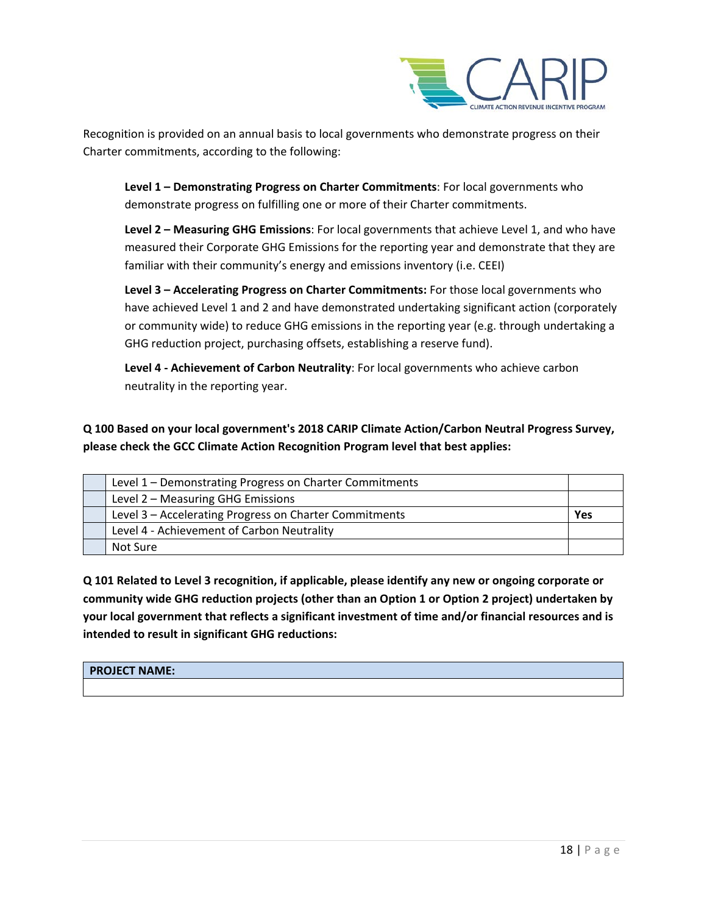Recognition is provided on an annual basis to local governments who demonstrate progress on their Charter commitments, according to the following:

**Level 1 – Demonstrating Progress on Charter Commitments**: For local governments who demonstrate progress on fulfilling one or more of their Charter commitments.

**Level 2 – Measuring GHG Emissions**: For local governments that achieve Level 1, and who have measured their Corporate GHG Emissions for the reporting year and demonstrate that they are familiar with their community's energy and emissions inventory (i.e. CEEI)

**Level 3 – Accelerating Progress on Charter Commitments:** For those local governments who have achieved Level 1 and 2 and have demonstrated undertaking significant action (corporately or community wide) to reduce GHG emissions in the reporting year (e.g. through undertaking a GHG reduction project, purchasing offsets, establishing a reserve fund).

**Level 4 - Achievement of Carbon Neutrality**: For local governments who achieve carbon neutrality in the reporting year.

**Q 100 Based on your local government's 2018 CARIP Climate Action/Carbon Neutral Progress Survey, please check the GCC Climate Action Recognition Program level that best applies:**

| | | |
|---|---|---|
| | Level 1 – Demonstrating Progress on Charter Commitments | |
| | Level 2 – Measuring GHG Emissions | |
| | Level 3 – Accelerating Progress on Charter Commitments | **Yes** |
| | Level 4 - Achievement of Carbon Neutrality | |
| | Not Sure | |

**Q 101 Related to Level 3 recognition, if applicable, please identify any new or ongoing corporate or community wide GHG reduction projects (other than an Option 1 or Option 2 project) undertaken by your local government that reflects a significant investment of time and/or financial resources and is intended to result in significant GHG reductions:**

| **PROJECT NAME:** |
|---|
| |